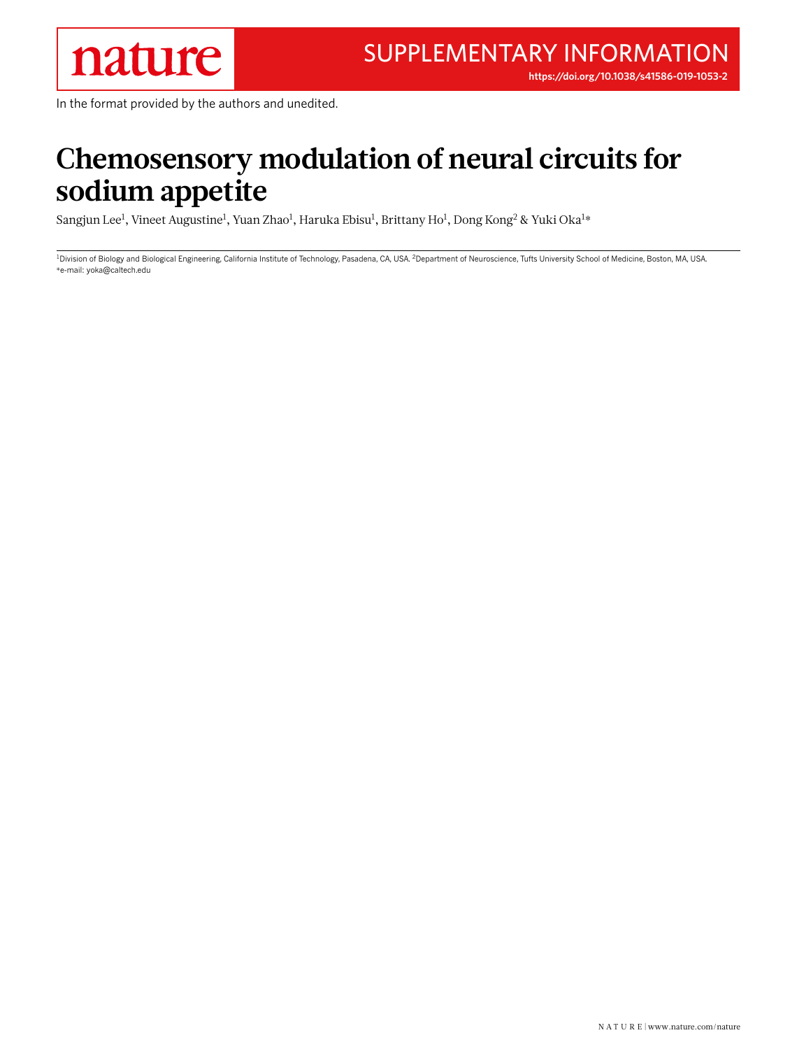nature

# SUPPLEMENTARY INFORMATION

https://doi.org/10.1038/s41586-019-1053-2

In the format provided by the authors and unedited.

# Chemosensory modulation of neural circuits for sodium appetite

Sangjun Lee[1], Vineet Augustine[1], Yuan Zhao[1], Haruka Ebisu[1], Brittany Ho[1], Dong Kong[2] & Yuki Oka[1]*

[1]Division of Biology and Biological Engineering, California Institute of Technology, Pasadena, CA, USA. [2]Department of Neuroscience, Tufts University School of Medicine, Boston, MA, USA.
*e-mail: yoka@caltech.edu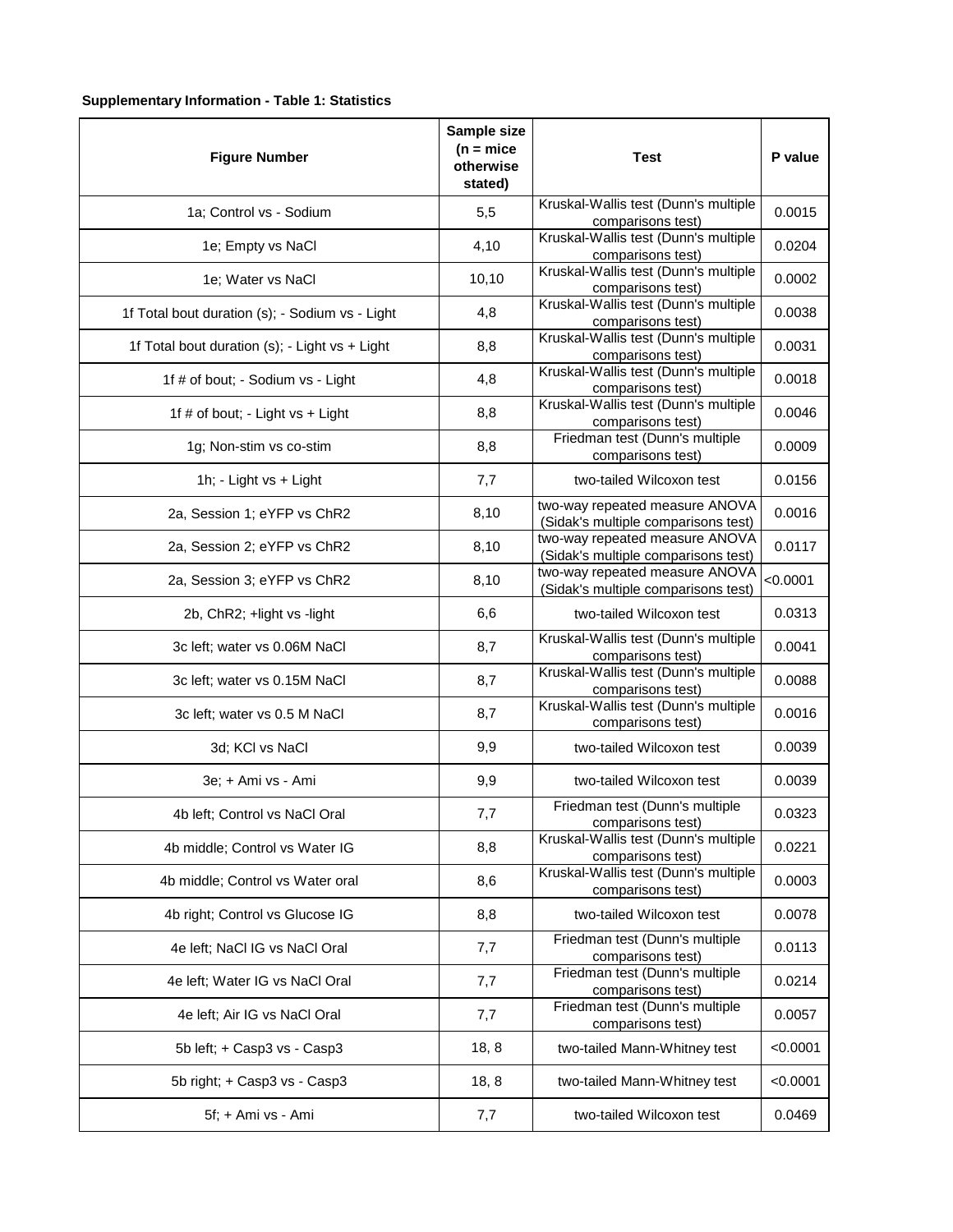**Supplementary Information - Table 1: Statistics**

| Figure Number | Sample size (n = mice otherwise stated) | Test | P value |
|---|---|---|---|
| 1a; Control vs - Sodium | 5,5 | Kruskal-Wallis test (Dunn's multiple comparisons test) | 0.0015 |
| 1e; Empty vs NaCl | 4,10 | Kruskal-Wallis test (Dunn's multiple comparisons test) | 0.0204 |
| 1e; Water vs NaCl | 10,10 | Kruskal-Wallis test (Dunn's multiple comparisons test) | 0.0002 |
| 1f Total bout duration (s); - Sodium vs - Light | 4,8 | Kruskal-Wallis test (Dunn's multiple comparisons test) | 0.0038 |
| 1f Total bout duration (s); - Light vs + Light | 8,8 | Kruskal-Wallis test (Dunn's multiple comparisons test) | 0.0031 |
| 1f # of bout; - Sodium vs - Light | 4,8 | Kruskal-Wallis test (Dunn's multiple comparisons test) | 0.0018 |
| 1f # of bout; - Light vs + Light | 8,8 | Kruskal-Wallis test (Dunn's multiple comparisons test) | 0.0046 |
| 1g; Non-stim vs co-stim | 8,8 | Friedman test (Dunn's multiple comparisons test) | 0.0009 |
| 1h; - Light vs + Light | 7,7 | two-tailed Wilcoxon test | 0.0156 |
| 2a, Session 1; eYFP vs ChR2 | 8,10 | two-way repeated measure ANOVA (Sidak's multiple comparisons test) | 0.0016 |
| 2a, Session 2; eYFP vs ChR2 | 8,10 | two-way repeated measure ANOVA (Sidak's multiple comparisons test) | 0.0117 |
| 2a, Session 3; eYFP vs ChR2 | 8,10 | two-way repeated measure ANOVA (Sidak's multiple comparisons test) | <0.0001 |
| 2b, ChR2; +light vs -light | 6,6 | two-tailed Wilcoxon test | 0.0313 |
| 3c left; water vs 0.06M NaCl | 8,7 | Kruskal-Wallis test (Dunn's multiple comparisons test) | 0.0041 |
| 3c left; water vs 0.15M NaCl | 8,7 | Kruskal-Wallis test (Dunn's multiple comparisons test) | 0.0088 |
| 3c left; water vs 0.5 M NaCl | 8,7 | Kruskal-Wallis test (Dunn's multiple comparisons test) | 0.0016 |
| 3d; KCl vs NaCl | 9,9 | two-tailed Wilcoxon test | 0.0039 |
| 3e; + Ami vs - Ami | 9,9 | two-tailed Wilcoxon test | 0.0039 |
| 4b left; Control vs NaCl Oral | 7,7 | Friedman test (Dunn's multiple comparisons test) | 0.0323 |
| 4b middle; Control vs Water IG | 8,8 | Kruskal-Wallis test (Dunn's multiple comparisons test) | 0.0221 |
| 4b middle; Control vs Water oral | 8,6 | Kruskal-Wallis test (Dunn's multiple comparisons test) | 0.0003 |
| 4b right; Control vs Glucose IG | 8,8 | two-tailed Wilcoxon test | 0.0078 |
| 4e left; NaCl IG vs NaCl Oral | 7,7 | Friedman test (Dunn's multiple comparisons test) | 0.0113 |
| 4e left; Water IG vs NaCl Oral | 7,7 | Friedman test (Dunn's multiple comparisons test) | 0.0214 |
| 4e left; Air IG vs NaCl Oral | 7,7 | Friedman test (Dunn's multiple comparisons test) | 0.0057 |
| 5b left; + Casp3 vs - Casp3 | 18, 8 | two-tailed Mann-Whitney test | <0.0001 |
| 5b right; + Casp3 vs - Casp3 | 18, 8 | two-tailed Mann-Whitney test | <0.0001 |
| 5f; + Ami vs - Ami | 7,7 | two-tailed Wilcoxon test | 0.0469 |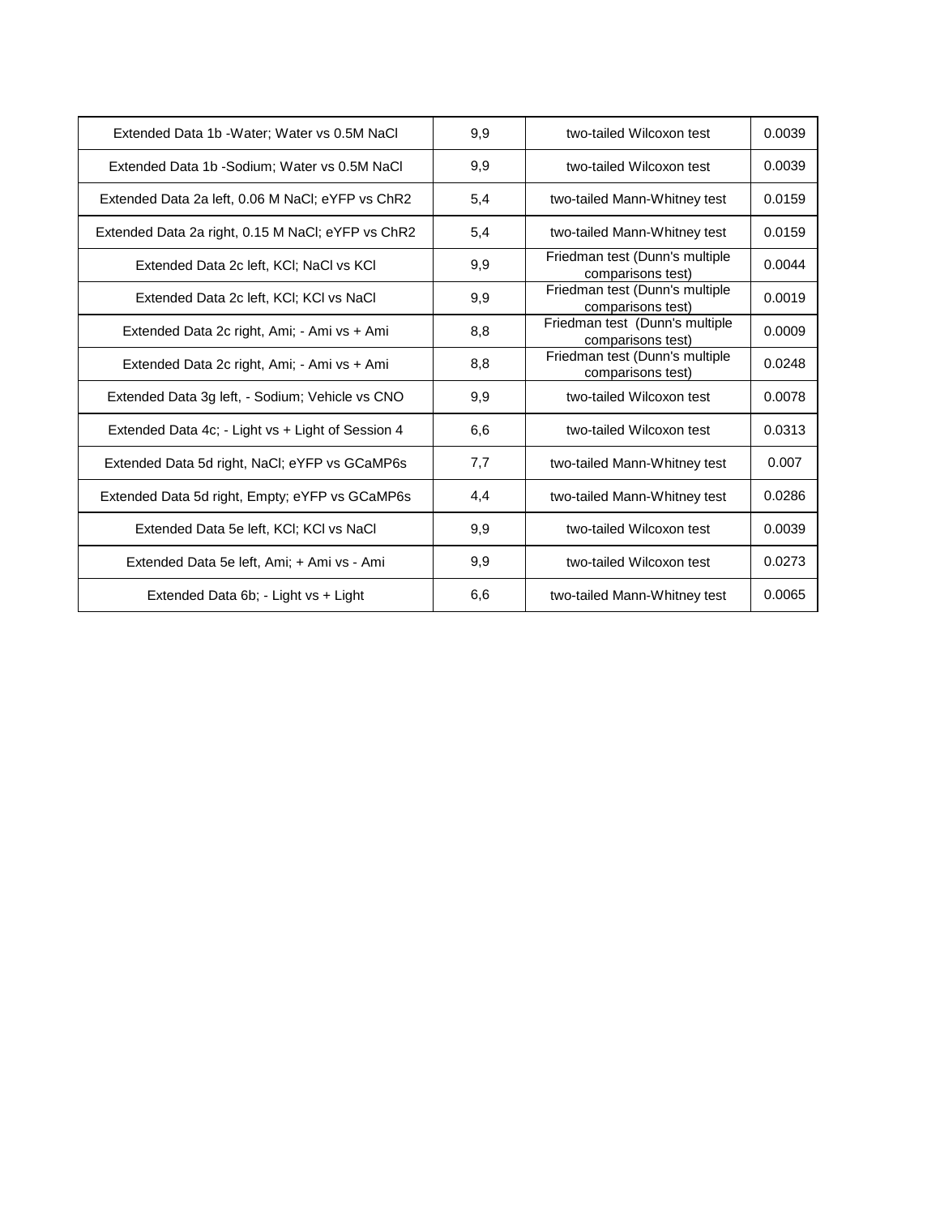| | | | |
|---|---|---|---|
| Extended Data 1b -Water; Water vs 0.5M NaCl | 9,9 | two-tailed Wilcoxon test | 0.0039 |
| Extended Data 1b -Sodium; Water vs 0.5M NaCl | 9,9 | two-tailed Wilcoxon test | 0.0039 |
| Extended Data 2a left, 0.06 M NaCl; eYFP vs ChR2 | 5,4 | two-tailed Mann-Whitney test | 0.0159 |
| Extended Data 2a right, 0.15 M NaCl; eYFP vs ChR2 | 5,4 | two-tailed Mann-Whitney test | 0.0159 |
| Extended Data 2c left, KCl; NaCl vs KCl | 9,9 | Friedman test (Dunn's multiple comparisons test) | 0.0044 |
| Extended Data 2c left, KCl; KCl vs NaCl | 9,9 | Friedman test (Dunn's multiple comparisons test) | 0.0019 |
| Extended Data 2c right, Ami; - Ami vs + Ami | 8,8 | Friedman test (Dunn's multiple comparisons test) | 0.0009 |
| Extended Data 2c right, Ami; - Ami vs + Ami | 8,8 | Friedman test (Dunn's multiple comparisons test) | 0.0248 |
| Extended Data 3g left, - Sodium; Vehicle vs CNO | 9,9 | two-tailed Wilcoxon test | 0.0078 |
| Extended Data 4c; - Light vs + Light of Session 4 | 6,6 | two-tailed Wilcoxon test | 0.0313 |
| Extended Data 5d right, NaCl; eYFP vs GCaMP6s | 7,7 | two-tailed Mann-Whitney test | 0.007 |
| Extended Data 5d right, Empty; eYFP vs GCaMP6s | 4,4 | two-tailed Mann-Whitney test | 0.0286 |
| Extended Data 5e left, KCl; KCl vs NaCl | 9,9 | two-tailed Wilcoxon test | 0.0039 |
| Extended Data 5e left, Ami; + Ami vs - Ami | 9,9 | two-tailed Wilcoxon test | 0.0273 |
| Extended Data 6b; - Light vs + Light | 6,6 | two-tailed Mann-Whitney test | 0.0065 |